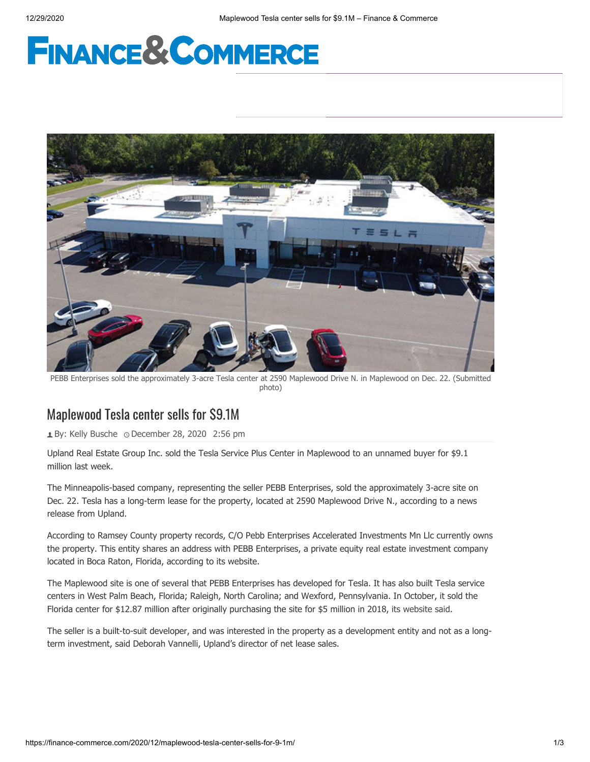# Finance & Commerce

PEBB Enterprises sold the approximately 3-acre Tesla center at 2590 Maplewood Drive N. in Maplewood on Dec. 22. (Submitted photo)

## Maplewood Tesla center sells for $9.1M

By: Kelly Busche December 28, 2020 2:56 pm

Upland Real Estate Group Inc. sold the Tesla Service Plus Center in Maplewood to an unnamed buyer for $9.1 million last week.

The Minneapolis-based company, representing the seller PEBB Enterprises, sold the approximately 3-acre site on Dec. 22. Tesla has a long-term lease for the property, located at 2590 Maplewood Drive N., according to a news release from Upland.

According to Ramsey County property records, C/O Pebb Enterprises Accelerated Investments Mn Llc currently owns the property. This entity shares an address with PEBB Enterprises, a private equity real estate investment company located in Boca Raton, Florida, according to its website.

The Maplewood site is one of several that PEBB Enterprises has developed for Tesla. It has also built Tesla service centers in West Palm Beach, Florida; Raleigh, North Carolina; and Wexford, Pennsylvania. In October, it sold the Florida center for $12.87 million after originally purchasing the site for $5 million in 2018, its website said.

The seller is a built-to-suit developer, and was interested in the property as a development entity and not as a long-term investment, said Deborah Vannelli, Upland's director of net lease sales.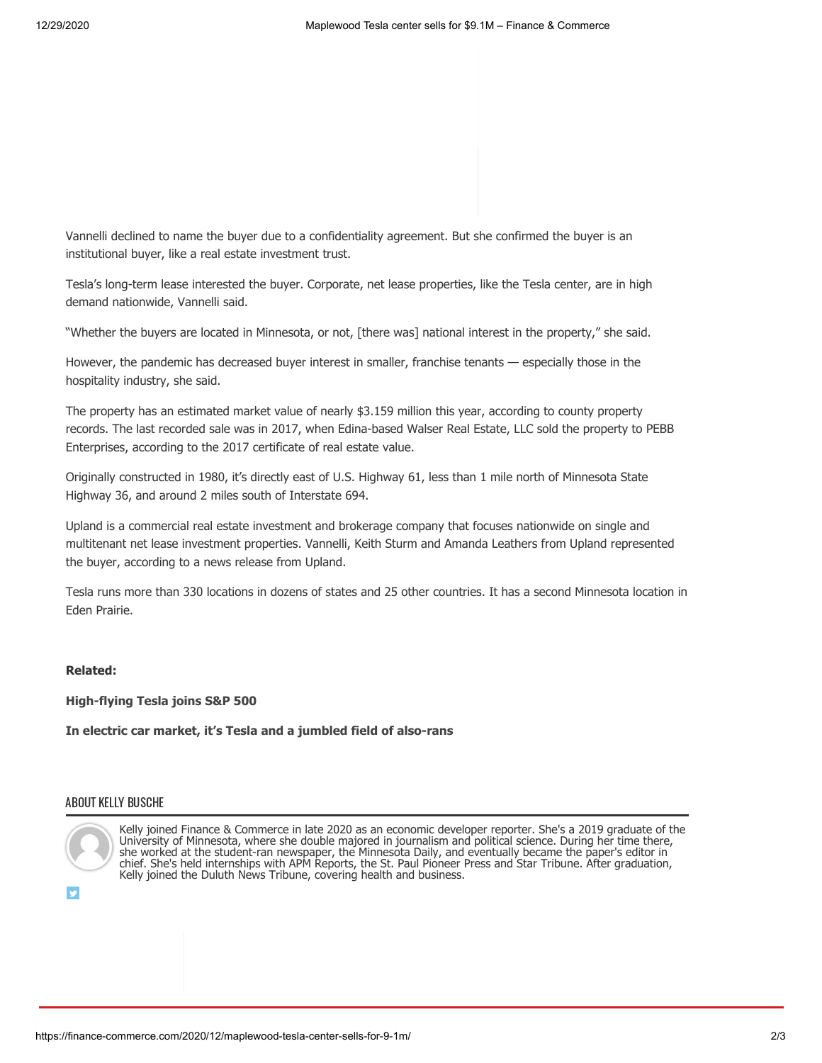Vannelli declined to name the buyer due to a confidentiality agreement. But she confirmed the buyer is an institutional buyer, like a real estate investment trust.

Tesla's long-term lease interested the buyer. Corporate, net lease properties, like the Tesla center, are in high demand nationwide, Vannelli said.

"Whether the buyers are located in Minnesota, or not, [there was] national interest in the property," she said.

However, the pandemic has decreased buyer interest in smaller, franchise tenants — especially those in the hospitality industry, she said.

The property has an estimated market value of nearly $3.159 million this year, according to county property records. The last recorded sale was in 2017, when Edina-based Walser Real Estate, LLC sold the property to PEBB Enterprises, according to the 2017 certificate of real estate value.

Originally constructed in 1980, it's directly east of U.S. Highway 61, less than 1 mile north of Minnesota State Highway 36, and around 2 miles south of Interstate 694.

Upland is a commercial real estate investment and brokerage company that focuses nationwide on single and multitenant net lease investment properties. Vannelli, Keith Sturm and Amanda Leathers from Upland represented the buyer, according to a news release from Upland.

Tesla runs more than 330 locations in dozens of states and 25 other countries. It has a second Minnesota location in Eden Prairie.

**Related:**

**High-flying Tesla joins S&P 500**

**In electric car market, it's Tesla and a jumbled field of also-rans**

## ABOUT KELLY BUSCHE

Kelly joined Finance & Commerce in late 2020 as an economic developer reporter. She's a 2019 graduate of the University of Minnesota, where she double majored in journalism and political science. During her time there, she worked at the student-ran newspaper, the Minnesota Daily, and eventually became the paper's editor in chief. She's held internships with APM Reports, the St. Paul Pioneer Press and Star Tribune. After graduation, Kelly joined the Duluth News Tribune, covering health and business.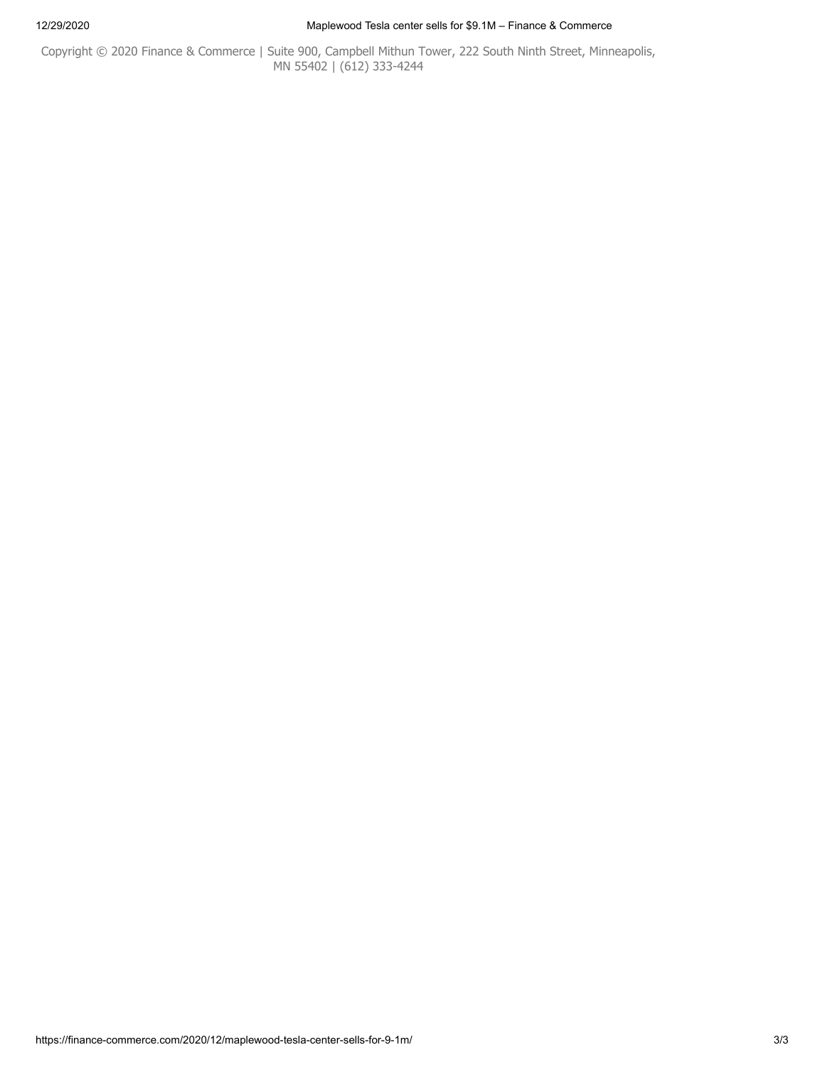Copyright © 2020 Finance & Commerce | Suite 900, Campbell Mithun Tower, 222 South Ninth Street, Minneapolis, MN 55402 | (612) 333-4244